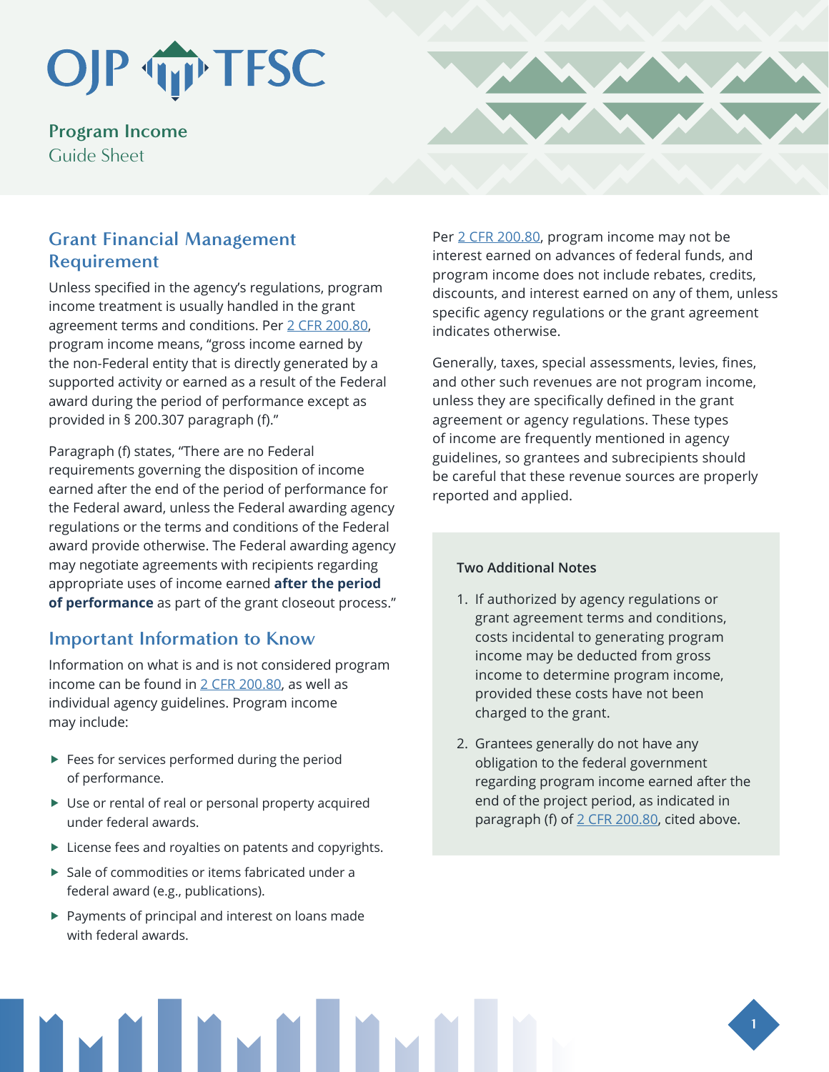# OJP TFSC

## Program Income Guide Sheet

## Grant Financial Management Requirement

Unless specified in the agency's regulations, program income treatment is usually handled in the grant agreement terms and conditions. Per 2 CFR 200.80, program income means, "gross income earned by the non-Federal entity that is directly generated by a supported activity or earned as a result of the Federal award during the period of performance except as provided in § 200.307 paragraph (f)."

Paragraph (f) states, "There are no Federal requirements governing the disposition of income earned after the end of the period of performance for the Federal award, unless the Federal awarding agency regulations or the terms and conditions of the Federal award provide otherwise. The Federal awarding agency may negotiate agreements with recipients regarding appropriate uses of income earned **after the period of performance** as part of the grant closeout process."

## Important Information to Know

Information on what is and is not considered program income can be found in 2 CFR 200.80, as well as individual agency guidelines. Program income may include:

- Fees for services performed during the period of performance.
- Use or rental of real or personal property acquired under federal awards.
- License fees and royalties on patents and copyrights.
- Sale of commodities or items fabricated under a federal award (e.g., publications).
- Payments of principal and interest on loans made with federal awards.

Per 2 CFR 200.80, program income may not be interest earned on advances of federal funds, and program income does not include rebates, credits, discounts, and interest earned on any of them, unless specific agency regulations or the grant agreement indicates otherwise.

Generally, taxes, special assessments, levies, fines, and other such revenues are not program income, unless they are specifically defined in the grant agreement or agency regulations. These types of income are frequently mentioned in agency guidelines, so grantees and subrecipients should be careful that these revenue sources are properly reported and applied.

**Two Additional Notes**

1. If authorized by agency regulations or grant agreement terms and conditions, costs incidental to generating program income may be deducted from gross income to determine program income, provided these costs have not been charged to the grant.
2. Grantees generally do not have any obligation to the federal government regarding program income earned after the end of the project period, as indicated in paragraph (f) of 2 CFR 200.80, cited above.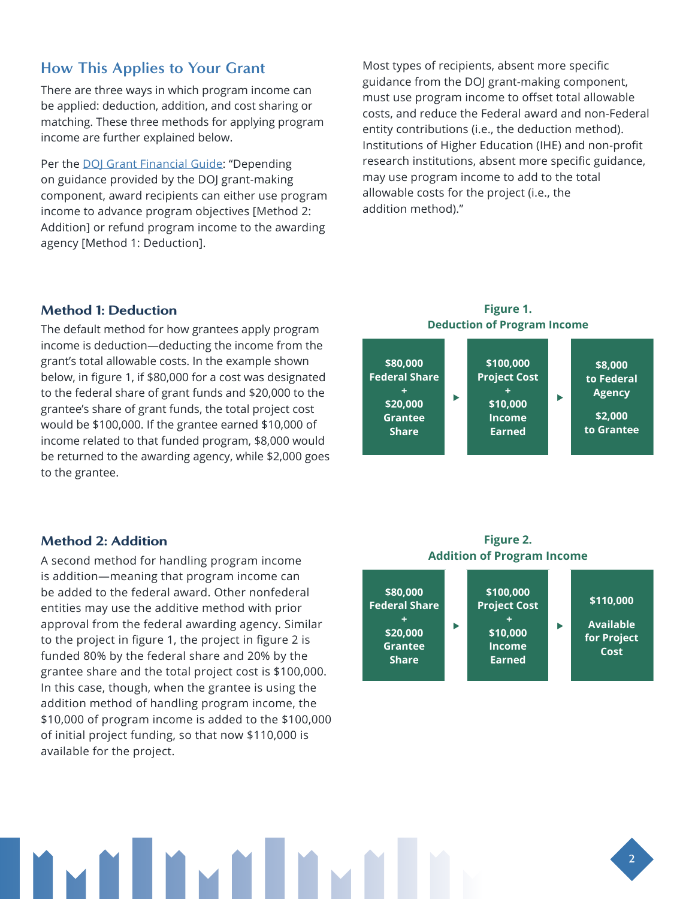## How This Applies to Your Grant

There are three ways in which program income can be applied: deduction, addition, and cost sharing or matching. These three methods for applying program income are further explained below.

Per the [DOJ Grant Financial Guide](): "Depending on guidance provided by the DOJ grant-making component, award recipients can either use program income to advance program objectives [Method 2: Addition] or refund program income to the awarding agency [Method 1: Deduction].

Most types of recipients, absent more specific guidance from the DOJ grant-making component, must use program income to offset total allowable costs, and reduce the Federal award and non-Federal entity contributions (i.e., the deduction method). Institutions of Higher Education (IHE) and non-profit research institutions, absent more specific guidance, may use program income to add to the total allowable costs for the project (i.e., the addition method)."

### Method 1: Deduction

The default method for how grantees apply program income is deduction—deducting the income from the grant's total allowable costs. In the example shown below, in figure 1, if $80,000 for a cost was designated to the federal share of grant funds and $20,000 to the grantee's share of grant funds, the total project cost would be $100,000. If the grantee earned $10,000 of income related to that funded program, $8,000 would be returned to the awarding agency, while $2,000 goes to the grantee.

**Figure 1.**
**Deduction of Program Income**

| | | | | |
|---|---|---|---|---|
| $80,000 Federal Share + $20,000 Grantee Share | ▸ | $100,000 Project Cost + $10,000 Income Earned | ▸ | $8,000 to Federal Agency<br>$2,000 to Grantee |

### Method 2: Addition

A second method for handling program income is addition—meaning that program income can be added to the federal award. Other nonfederal entities may use the additive method with prior approval from the federal awarding agency. Similar to the project in figure 1, the project in figure 2 is funded 80% by the federal share and 20% by the grantee share and the total project cost is $100,000. In this case, though, when the grantee is using the addition method of handling program income, the $10,000 of program income is added to the $100,000 of initial project funding, so that now $110,000 is available for the project.

**Figure 2.**
**Addition of Program Income**

| | | | | |
|---|---|---|---|---|
| $80,000 Federal Share + $20,000 Grantee Share | ▸ | $100,000 Project Cost + $10,000 Income Earned | ▸ | $110,000<br>Available for Project Cost |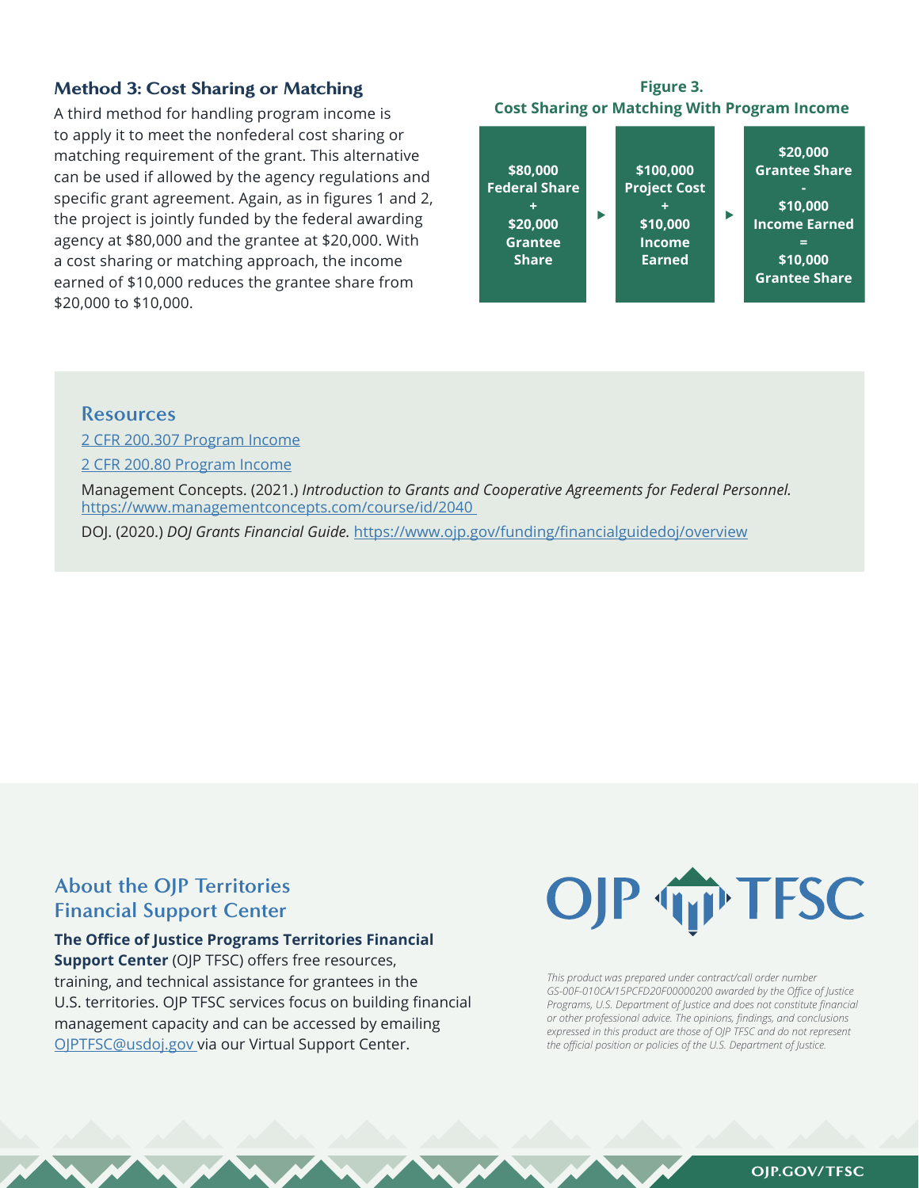### Method 3: Cost Sharing or Matching

A third method for handling program income is to apply it to meet the nonfederal cost sharing or matching requirement of the grant. This alternative can be used if allowed by the agency regulations and specific grant agreement. Again, as in figures 1 and 2, the project is jointly funded by the federal awarding agency at $80,000 and the grantee at $20,000. With a cost sharing or matching approach, the income earned of $10,000 reduces the grantee share from $20,000 to $10,000.

**Figure 3.**
**Cost Sharing or Matching With Program Income**

**$80,000 Federal Share + $20,000 Grantee Share**

**$100,000 Project Cost + $10,000 Income Earned**

**$20,000 Grantee Share - $10,000 Income Earned = $10,000 Grantee Share**

## Resources

[2 CFR 200.307 Program Income](2 CFR 200.307 Program Income)

[2 CFR 200.80 Program Income](2 CFR 200.80 Program Income)

Management Concepts. (2021.) *Introduction to Grants and Cooperative Agreements for Federal Personnel.* https://www.managementconcepts.com/course/id/2040

DOJ. (2020.) *DOJ Grants Financial Guide.* https://www.ojp.gov/funding/financialguidedoj/overview

## About the OJP Territories Financial Support Center

**The Office of Justice Programs Territories Financial Support Center** (OJP TFSC) offers free resources, training, and technical assistance for grantees in the U.S. territories. OJP TFSC services focus on building financial management capacity and can be accessed by emailing OJPTFSC@usdoj.gov via our Virtual Support Center.

OJP TFSC

*This product was prepared under contract/call order number GS-00F-010CA/15PCFD20F00000200 awarded by the Office of Justice Programs, U.S. Department of Justice and does not constitute financial or other professional advice. The opinions, findings, and conclusions expressed in this product are those of OJP TFSC and do not represent the official position or policies of the U.S. Department of Justice.*

OJP.GOV/TFSC